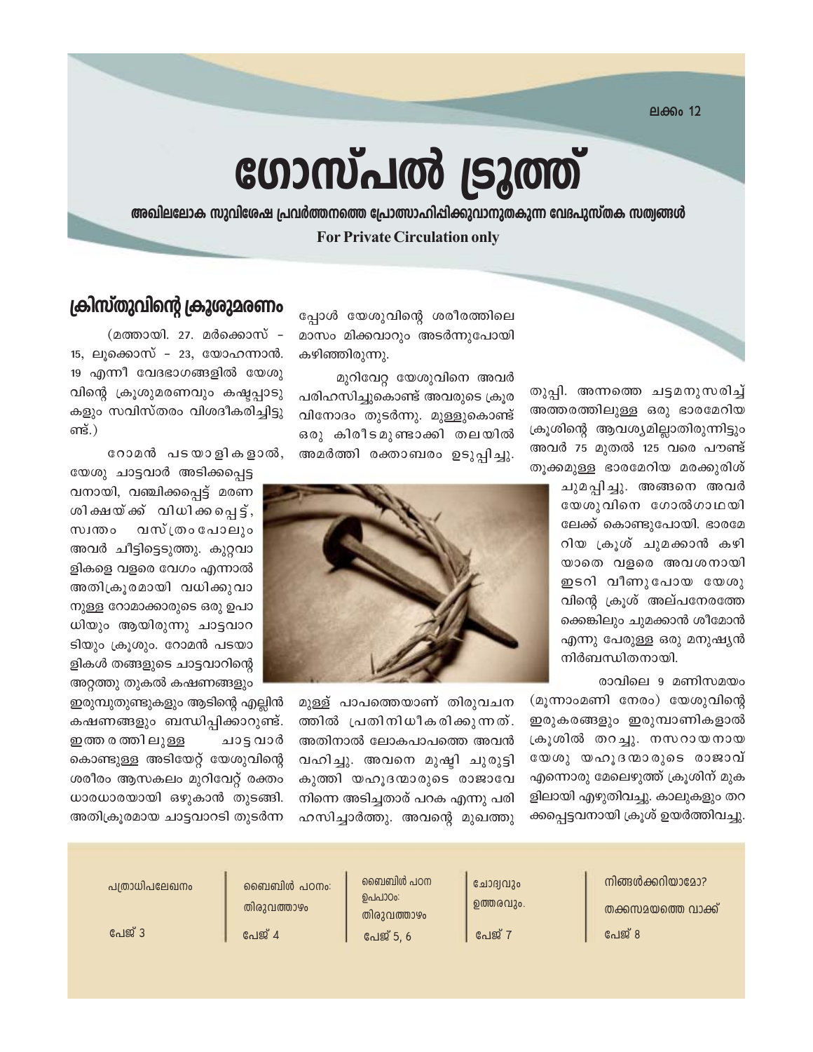ലക്കം 12

# ഗോസ്പൽ ട്രൂത്ത്

**അഖിലലോക സുവിശേഷ പ്രവർത്തനത്തെ പ്രോത്സാഹിപ്പിക്കുവാനുതകുന്ന വേദപുസ്തക സത്യങ്ങൾ**

**For Private Circulation only**

## ക്രിസ്തുവിന്റെ ക്രൂശുമരണം

(മത്തായി. 27. മർക്കൊസ് – 15, ലൂക്കൊസ് – 23, യോഹന്നാൻ. 19 എന്നീ വേദഭാഗങ്ങളിൽ യേശുവിന്റെ ക്രൂശുമരണവും കഷ്ടപ്പാടുകളും സവിസ്തരം വിശദീകരിച്ചിട്ടുണ്ട്.)

റോമൻ പടയാളികളാൽ, യേശു ചാട്ടവാർ അടിക്കപ്പെട്ടവനായി, വഞ്ചിക്കപ്പെട്ട് മരണശിക്ഷയ്ക്ക് വിധിക്കപ്പെട്ട്, സ്വന്തം വസ്ത്രംപോലും അവർ ചീട്ടിട്ടെടുത്തു. കുറ്റവാളികളെ വളരെ വേഗം എന്നാൽ അതിക്രൂരമായി വധിക്കുവാനുള്ള റോമാക്കാരുടെ ഒരു ഉപാധിയും ആയിരുന്നു ചാട്ടവാറടിയും ക്രൂശും. റോമൻ പടയാളികൾ തങ്ങളുടെ ചാട്ടവാറിന്റെ അറ്റത്തു തുകൽ കഷണങ്ങളും ഇരുമ്പുതുണ്ടുകളും ആടിന്റെ എല്ലിൻ കഷണങ്ങളും ബന്ധിപ്പിക്കാറുണ്ട്. ഇത്തരത്തിലുള്ള ചാട്ടവാർ കൊണ്ടുള്ള അടിയേറ്റ് യേശുവിന്റെ ശരീരം ആസകലം മുറിവേറ്റ് രക്തം ധാരധാരയായി ഒഴുകാൻ തുടങ്ങി. അതിക്രൂരമായ ചാട്ടവാറടി തുടർന്നപ്പോൾ യേശുവിന്റെ ശരീരത്തിലെ മാംസം മിക്കവാറും അടർന്നുപോയി കഴിഞ്ഞിരുന്നു.

മുറിവേറ്റ യേശുവിനെ അവർ പരിഹസിച്ചുകൊണ്ട് അവരുടെ ക്രൂരവിനോദം തുടർന്നു. മുള്ളുകൊണ്ട് ഒരു കിരീടമുണ്ടാക്കി തലയിൽ അമർത്തി രക്താംബരം ഉടുപ്പിച്ചു.

മുള്ള് പാപത്തെയാണ് തിരുവചനത്തിൽ പ്രതിനിധീകരിക്കുന്നത്. അതിനാൽ ലോകപാപത്തെ അവൻ വഹിച്ചു. അവനെ മുഷ്ടി ചുരുട്ടി കുത്തി യഹൂദന്മാരുടെ രാജാവേ നിന്നെ അടിച്ചതാർ പറക എന്നു പരിഹസിച്ചാർത്തു. അവന്റെ മുഖത്തു തുപ്പി. അന്നത്തെ ചട്ടമനുസരിച്ച് അത്തരത്തിലുള്ള ഒരു ഭാരമേറിയ ക്രൂശിന്റെ ആവശ്യമില്ലാതിരുന്നിട്ടും അവർ 75 മുതൽ 125 വരെ പൗണ്ട് തൂക്കമുള്ള ഭാരമേറിയ മരക്കുരിശ് ചുമപ്പിച്ചു. അങ്ങനെ അവർ യേശുവിനെ ഗോൽഗാഥയിലേക്ക് കൊണ്ടുപോയി. ഭാരമേറിയ ക്രൂശ് ചുമക്കാൻ കഴിയാതെ വളരെ അവശനായി ഇടറി വീണുപോയ യേശുവിന്റെ ക്രൂശ് അല്പനേരത്തേക്കെങ്കിലും ചുമക്കാൻ ശിമോൻ എന്നു പേരുള്ള ഒരു മനുഷ്യൻ നിർബന്ധിതനായി.

രാവിലെ 9 മണിസമയം (മൂന്നാംമണി നേരം) യേശുവിന്റെ ഇരുകരങ്ങളും ഇരുമ്പാണികളാൽ ക്രൂശിൽ തറച്ചു. നസറായനായ യേശു യഹൂദന്മാരുടെ രാജാവ് എന്നൊരു മേലെഴുത്ത് ക്രൂശിന് മുകളിലായി എഴുതിവച്ചു. കാലുകളും തറക്കപ്പെട്ടവനായി ക്രൂശ് ഉയർത്തിവച്ചു.

| പത്രാധിപലേഖനം | ബൈബിൾ പഠനം: തിരുവത്താഴം | ബൈബിൾ പഠന ഉപപാഠം: തിരുവത്താഴം | ചോദ്യവും ഉത്തരവും. | നിങ്ങൾക്കറിയാമോ? തക്കസമയത്തെ വാക്ക് |
|---|---|---|---|---|
| പേജ് 3 | പേജ് 4 | പേജ് 5, 6 | പേജ് 7 | പേജ് 8 |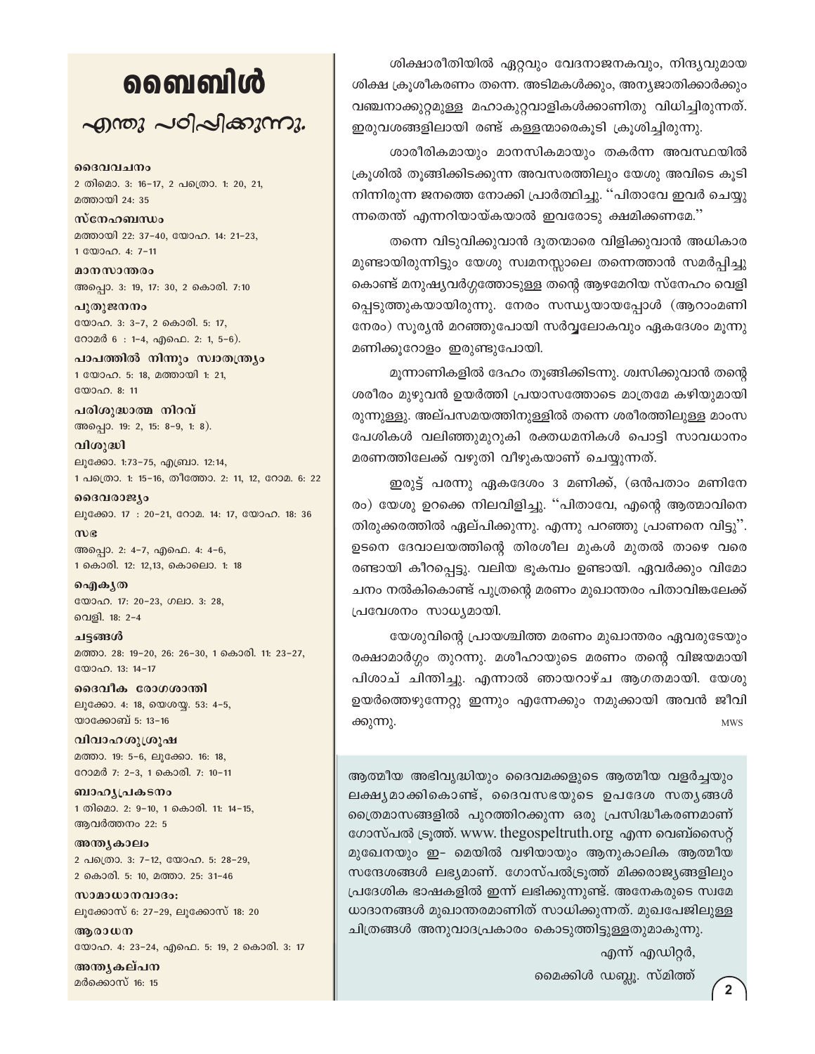# ബൈബിൾ

## എന്തു പഠിപ്പിക്കുന്നു.

**ദൈവവചനം**
2 തിമൊ. 3: 16–17, 2 പത്രൊ. 1: 20, 21, മത്തായി 24: 35

**സ്നേഹബന്ധം**
മത്തായി 22: 37–40, യോഹ. 14: 21–23, 1 യോഹ. 4: 7–11

**മാനസാന്തരം**
അപ്പൊ. 3: 19, 17: 30, 2 കൊരി. 7:10

**പുതുജനനം**
യോഹ. 3: 3–7, 2 കൊരി. 5: 17, റോമർ 6 : 1–4, എഫെ. 2: 1, 5–6).

**പാപത്തിൽ നിന്നും സ്വാതന്ത്ര്യം**
1 യോഹ. 5: 18, മത്തായി 1: 21, യോഹ. 8: 11

**പരിശുദ്ധാത്മ നിറവ്**
അപ്പൊ. 19: 2, 15: 8–9, 1: 8).

**വിശുദ്ധി**
ലൂക്കോ. 1:73–75, എബ്രാ. 12:14, 1 പത്രൊ. 1: 15–16, തീത്തോ. 2: 11, 12, റോമ. 6: 22

**ദൈവരാജ്യം**
ലൂക്കോ. 17 : 20–21, റോമ. 14: 17, യോഹ. 18: 36

**സഭ**
അപ്പൊ. 2: 4–7, എഫെ. 4: 4–6, 1 കൊരി. 12: 12,13, കൊലൊ. 1: 18

**ഐക്യത**
യോഹ. 17: 20–23, ഗലാ. 3: 28, വെളി. 18: 2–4

**ചട്ടങ്ങൾ**
മത്താ. 28: 19–20, 26: 26–30, 1 കൊരി. 11: 23–27, യോഹ. 13: 14–17

**ദൈവീക രോഗശാന്തി**
ലൂക്കോ. 4: 18, യെശയ്യ. 53: 4–5, യാക്കോബ് 5: 13–16

**വിവാഹശുശ്രൂഷ**
മത്താ. 19: 5–6, ലൂക്കോ. 16: 18, റോമർ 7: 2–3, 1 കൊരി. 7: 10–11

**ബാഹ്യപ്രകടനം**
1 തിമൊ. 2: 9–10, 1 കൊരി. 11: 14–15, ആവർത്തനം 22: 5

**അന്ത്യകാലം**
2 പത്രൊ. 3: 7–12, യോഹ. 5: 28–29, 2 കൊരി. 5: 10, മത്താ. 25: 31–46

**സാമാധാനവാദം:**
ലൂക്കോസ് 6: 27–29, ലൂക്കോസ് 18: 20

**ആരാധന**
യോഹ. 4: 23–24, എഫെ. 5: 19, 2 കൊരി. 3: 17

**അന്ത്യകല്പന**
മർക്കോസ് 16: 15

---

ശിക്ഷാരീതിയിൽ ഏറ്റവും വേദനാജനകവും, നിന്ദ്യവുമായ ശിക്ഷ ക്രൂശീകരണം തന്നെ. അടിമകൾക്കും, അന്യജാതിക്കാർക്കും വഞ്ചനാക്കുറ്റമുള്ള മഹാകുറ്റവാളികൾക്കാണിതു വിധിച്ചിരുന്നത്. ഇരുവശങ്ങളിലായി രണ്ട് കള്ളന്മാരെകൂടി ക്രൂശിച്ചിരുന്നു.

ശാരീരികമായും മാനസികമായും തകർന്ന അവസ്ഥയിൽ ക്രൂശിൽ തൂങ്ങിക്കിടക്കുന്ന അവസരത്തിലും യേശു അവിടെ കൂടി നിന്നിരുന്ന ജനത്തെ നോക്കി പ്രാർത്ഥിച്ചു. ''പിതാവേ ഇവർ ചെയ്യുന്നതെന്ത് എന്നറിയായ്കയാൽ ഇവരോടു ക്ഷമിക്കണമേ.''

തന്നെ വിടുവിക്കുവാൻ ദൂതന്മാരെ വിളിക്കുവാൻ അധികാരമുണ്ടായിരുന്നിട്ടും യേശു സ്വമനസ്സാലെ തന്നെത്താൻ സമർപ്പിച്ചു കൊണ്ട് മനുഷ്യവർഗ്ഗത്തോടുള്ള തന്റെ ആഴമേറിയ സ്നേഹം വെളിപ്പെടുത്തുകയായിരുന്നു. നേരം സന്ധ്യയായപ്പോൾ (ആറാംമണി നേരം) സൂര്യൻ മറഞ്ഞുപോയി സർവ്വലോകവും ഏകദേശം മൂന്നു മണിക്കൂറോളം ഇരുണ്ടുപോയി.

മൂന്നാണികളിൽ ദേഹം തൂങ്ങിക്കിടന്നു. ശ്വസിക്കുവാൻ തന്റെ ശരീരം മുഴുവൻ ഉയർത്തി പ്രയാസത്തോടെ മാത്രമേ കഴിയുമായിരുന്നുള്ളു. അല്പസമയത്തിനുള്ളിൽ തന്നെ ശരീരത്തിലുള്ള മാംസപേശികൾ വലിഞ്ഞുമുറുകി രക്തധമനികൾ പൊട്ടി സാവധാനം മരണത്തിലേക്ക് വഴുതി വീഴുകയാണ് ചെയ്യുന്നത്.

ഇരുട്ട് പരന്നു ഏകദേശം 3 മണിക്ക്, (ഒൻപതാം മണിനേരം) യേശു ഉറക്കെ നിലവിളിച്ചു. ''പിതാവേ, എന്റെ ആത്മാവിനെ തിരുക്കരത്തിൽ ഏല്പിക്കുന്നു. എന്നു പറഞ്ഞു പ്രാണനെ വിട്ടു''. ഉടനെ ദേവാലയത്തിന്റെ തിരശീല മുകൾ മുതൽ താഴെ വരെ രണ്ടായി കീറപ്പെട്ടു. വലിയ ഭൂകമ്പം ഉണ്ടായി. ഏവർക്കും വിമോചനം നൽകികൊണ്ട് പുത്രന്റെ മരണം മുഖാന്തരം പിതാവിങ്കലേക്ക് പ്രവേശനം സാധ്യമായി.

യേശുവിന്റെ പ്രായശ്ചിത്ത മരണം മുഖാന്തരം ഏവരുടേയും രക്ഷാമാർഗ്ഗം തുറന്നു. മശീഹായുടെ മരണം തന്റെ വിജയമായി പിശാച് ചിന്തിച്ചു. എന്നാൽ ഞായറാഴ്ച ആഗതമായി. യേശു ഉയർത്തെഴുന്നേറ്റു ഇന്നും എന്നേക്കും നമുക്കായി അവൻ ജീവിക്കുന്നു.

MWS

---

ആത്മീയ അഭിവൃദ്ധിയും ദൈവമക്കളുടെ ആത്മീയ വളർച്ചയും ലക്ഷ്യമാക്കികൊണ്ട്, ദൈവസഭയുടെ ഉപദേശ സത്യങ്ങൾ ത്രൈമാസങ്ങളിൽ പുറത്തിറക്കുന്ന ഒരു പ്രസിദ്ധീകരണമാണ് ഗോസ്പൽ ട്രൂത്ത്. www.thegospeltruth.org എന്ന വെബ്സൈറ്റ് മുഖേനയും ഇ– മെയിൽ വഴിയായും ആനുകാലിക ആത്മീയ സന്ദേശങ്ങൾ ലഭ്യമാണ്. ഗോസ്പൽട്രൂത്ത് മിക്കരാജ്യങ്ങളിലും പ്രദേശിക ഭാഷകളിൽ ഇന്ന് ലഭിക്കുന്നുണ്ട്. അനേകരുടെ സ്വമേധാദാനങ്ങൾ മുഖാന്തരമാണിത് സാധിക്കുന്നത്. മുഖപേജിലുള്ള ചിത്രങ്ങൾ അനുവാദപ്രകാരം കൊടുത്തിട്ടുള്ളതുമാകുന്നു.

എന്ന് എഡിറ്റർ,
മൈക്കിൾ ഡബ്ല്യൂ. സ്മിത്ത്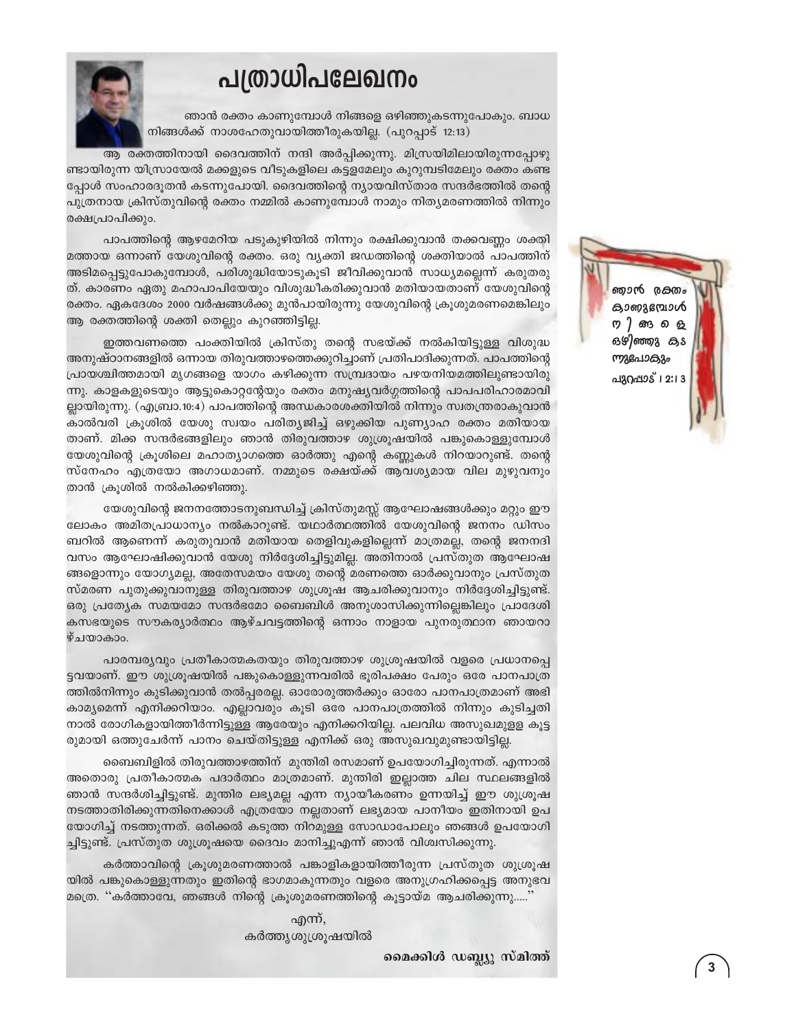# പത്രാധിപലേഖനം

ഞാൻ രക്തം കാണുമ്പോൾ നിങ്ങളെ ഒഴിഞ്ഞുകടന്നുപോകും. ബാധ നിങ്ങൾക്ക് നാശഹേതുവായിത്തീരുകയില്ല. (പുറപ്പാട് 12:13)

ആ രക്തത്തിനായി ദൈവത്തിന് നന്ദി അർപ്പിക്കുന്നു. മിസ്രയിമിലായിരുന്നപ്പോഴുണ്ടായിരുന്ന യിസ്രായേൽ മക്കളുടെ വീടുകളിലെ കട്ടളമേലും കുറുമ്പടിമേലും രക്തം കണ്ടപ്പോൾ സംഹാരദൂതൻ കടന്നുപോയി. ദൈവത്തിന്റെ ന്യായവിസ്താര സന്ദർഭത്തിൽ തന്റെ പുത്രനായ ക്രിസ്തുവിന്റെ രക്തം നമ്മിൽ കാണുമ്പോൾ നാമും നിത്യമരണത്തിൽ നിന്നും രക്ഷപ്രാപിക്കും.

പാപത്തിന്റെ ആഴമേറിയ പടുകുഴിയിൽ നിന്നും രക്ഷിക്കുവാൻ തക്കവണ്ണം ശക്തിമത്തായ ഒന്നാണ് യേശുവിന്റെ രക്തം. ഒരു വ്യക്തി ജഡത്തിന്റെ ശക്തിയാൽ പാപത്തിന് അടിമപ്പെട്ടുപോകുമ്പോൾ, പരിശുദ്ധിയോടുകൂടി ജീവിക്കുവാൻ സാധ്യമല്ലെന്ന് കരുതരുത്. കാരണം ഏതു മഹാപാപിയേയും വിശുദ്ധീകരിക്കുവാൻ മതിയായതാണ് യേശുവിന്റെ രക്തം. ഏകദേശം 2000 വർഷങ്ങൾക്കു മുൻപായിരുന്നു യേശുവിന്റെ ക്രൂശുമരണമെങ്കിലും ആ രക്തത്തിന്റെ ശക്തി തെല്ലും കുറഞ്ഞിട്ടില്ല.

ഇത്തവണത്തെ പംക്തിയിൽ ക്രിസ്തു തന്റെ സഭയ്ക്ക് നൽകിയിട്ടുള്ള വിശുദ്ധ അനുഷ്ഠാനങ്ങളിൽ ഒന്നായ തിരുവത്താഴത്തെക്കുറിച്ചാണ് പ്രതിപാദിക്കുന്നത്. പാപത്തിന്റെ പ്രായശ്ചിത്തമായി മൃഗങ്ങളെ യാഗം കഴിക്കുന്ന സമ്പ്രദായം പഴയനിയമത്തിലുണ്ടായിരുന്നു. കാളകളുടെയും ആട്ടുകൊറ്റന്റേയും രക്തം മനുഷ്യവർഗ്ഗത്തിന്റെ പാപപരിഹാരമാവില്ലായിരുന്നു. (എബ്രാ.10:4) പാപത്തിന്റെ അന്ധകാരശക്തിയിൽ നിന്നും സ്വതന്ത്രരാകുവാൻ കാൽവരി ക്രൂശിൽ യേശു സ്വയം പരിത്യജിച്ച് ഒഴുക്കിയ പുണ്യാഹ രക്തം മതിയായതാണ്. മിക്ക സന്ദർഭങ്ങളിലും ഞാൻ തിരുവത്താഴ ശുശ്രൂഷയിൽ പങ്കുകൊള്ളുമ്പോൾ യേശുവിന്റെ ക്രൂശിലെ മഹാത്യാഗത്തെ ഓർത്തു എന്റെ കണ്ണുകൾ നിറയാറുണ്ട്. തന്റെ സ്നേഹം എത്രയോ അഗാധമാണ്. നമ്മുടെ രക്ഷയ്ക്ക് ആവശ്യമായ വില മുഴുവനും താൻ ക്രൂശിൽ നൽകിക്കഴിഞ്ഞു.

യേശുവിന്റെ ജനനത്തോടനുബന്ധിച്ച് ക്രിസ്തുമസ്സ് ആഘോഷങ്ങൾക്കും മറ്റും ഈ ലോകം അമിതപ്രാധാന്യം നൽകാറുണ്ട്. യഥാർത്ഥത്തിൽ യേശുവിന്റെ ജനനം ഡിസംബറിൽ ആണെന്ന് കരുതുവാൻ മതിയായ തെളിവുകളില്ലെന്ന് മാത്രമല്ല, തന്റെ ജനനദിവസം ആഘോഷിക്കുവാൻ യേശു നിർദ്ദേശിച്ചിട്ടുമില്ല. അതിനാൽ പ്രസ്തുത ആഘോഷങ്ങളൊന്നും യോഗ്യമല്ല, അതേസമയം യേശു തന്റെ മരണത്തെ ഓർക്കുവാനും പ്രസ്തുത സ്മരണ പുതുക്കുവാനുള്ള തിരുവത്താഴ ശുശ്രൂഷ ആചരിക്കുവാനും നിർദ്ദേശിച്ചിട്ടുണ്ട്. ഒരു പ്രത്യേക സമയമോ സന്ദർഭമോ ബൈബിൾ അനുശാസിക്കുന്നില്ലെങ്കിലും പ്രാദേശികസഭയുടെ സൗകര്യാർത്ഥം ആഴ്ചവട്ടത്തിന്റെ ഒന്നാം നാളായ പുനരുത്ഥാന ഞായറാഴ്ചയാകാം.

പാരമ്പര്യവും പ്രതീകാത്മകതയും തിരുവത്താഴ ശുശ്രൂഷയിൽ വളരെ പ്രധാനപ്പെട്ടവയാണ്. ഈ ശുശ്രൂഷയിൽ പങ്കുകൊള്ളുന്നവരിൽ ഭൂരിപക്ഷം പേരും ഒരേ പാനപാത്രത്തിൽനിന്നും കുടിക്കുവാൻ തൽപ്പരരല്ല. ഓരോരുത്തർക്കും ഓരോ പാനപാത്രമാണ് അഭികാമ്യമെന്ന് എനിക്കറിയാം. എല്ലാവരും കൂടി ഒരേ പാനപാത്രത്തിൽ നിന്നും കുടിച്ചതിനാൽ രോഗികളായിത്തീർന്നിട്ടുള്ള ആരേയും എനിക്കറിയില്ല. പലവിധ അസുഖമുള്ള കൂട്ടരുമായി ഒത്തുചേർന്ന് പാനം ചെയ്തിട്ടുള്ള എനിക്ക് ഒരു അസുഖവുമുണ്ടായിട്ടില്ല.

ബൈബിളിൽ തിരുവത്താഴത്തിന് മുന്തിരി രസമാണ് ഉപയോഗിച്ചിരുന്നത്. എന്നാൽ അതൊരു പ്രതീകാത്മക പദാർത്ഥം മാത്രമാണ്. മുന്തിരി ഇല്ലാത്ത ചില സ്ഥലങ്ങളിൽ ഞാൻ സന്ദർശിച്ചിട്ടുണ്ട്. മുന്തിരി ലഭ്യമല്ല എന്ന ന്യായീകരണം ഉന്നയിച്ച് ഈ ശുശ്രൂഷ നടത്താതിരിക്കുന്നതിനെക്കാൾ എത്രയോ നല്ലതാണ് ലഭ്യമായ പാനീയം ഇതിനായി ഉപയോഗിച്ച് നടത്തുന്നത്. ഒരിക്കൽ കടുത്ത നിറമുള്ള സോഡാപോലും ഞങ്ങൾ ഉപയോഗിച്ചിട്ടുണ്ട്. പ്രസ്തുത ശുശ്രൂഷയെ ദൈവം മാനിച്ചുഎന്ന് ഞാൻ വിശ്വസിക്കുന്നു.

കർത്താവിന്റെ ക്രൂശുമരണത്താൽ പങ്കാളികളായിത്തീരുന്ന പ്രസ്തുത ശുശ്രൂഷയിൽ പങ്കുകൊള്ളുന്നതും ഇതിന്റെ ഭാഗമാകുന്നതും വളരെ അനുഗ്രഹിക്കപ്പെട്ട അനുഭവമത്രെ. "കർത്താവേ, ഞങ്ങൾ നിന്റെ ക്രൂശുമരണത്തിന്റെ കൂട്ടായ്മ ആചരിക്കുന്നു....."

എന്ന്,  
കർതൃശുശ്രൂഷയിൽ

**മൈക്കിൾ ഡബ്ല്യു സ്മിത്ത്**

ഞാൻ രക്തം കാണുമ്പോൾ നിങ്ങളെ ഒഴിഞ്ഞു കടന്നുപോകും  
പുറപ്പാട് 12:13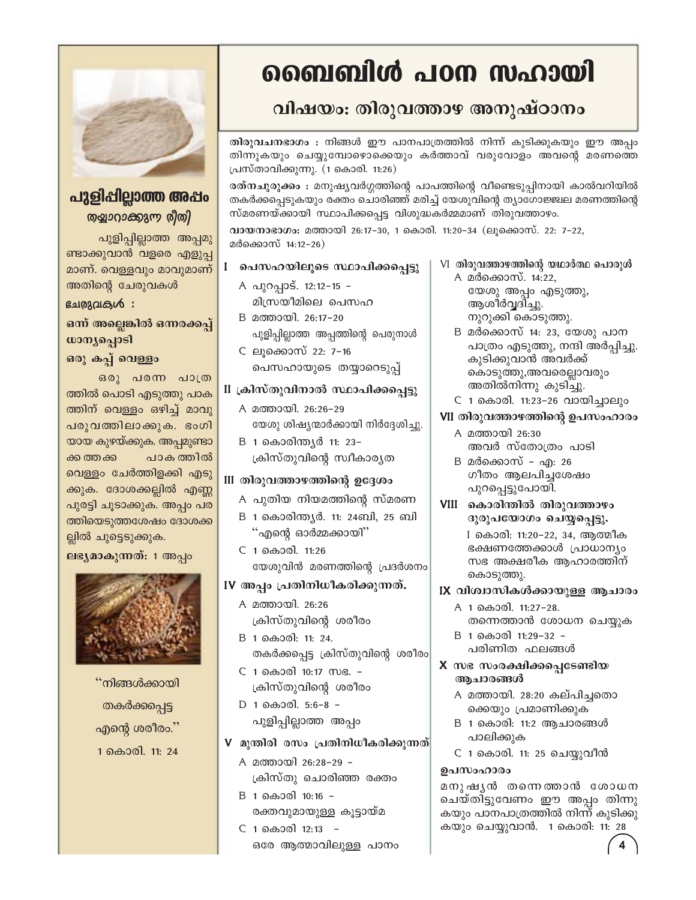# ബൈബിൾ പഠന സഹായി

## വിഷയം: തിരുവത്താഴ അനുഷ്ഠാനം

**തിരുവചനഭാഗം :** നിങ്ങൾ ഈ പാനപാത്രത്തിൽ നിന്ന് കുടിക്കുകയും ഈ അപ്പം തിന്നുകയും ചെയ്യുമ്പോഴൊക്കെയും കർത്താവ് വരുവോളം അവന്റെ മരണത്തെ പ്രസ്താവിക്കുന്നു. (1 കൊരി. 11:26)

**രത്നചുരുക്കം :** മനുഷ്യവർഗ്ഗത്തിന്റെ പാപത്തിന്റെ വീണ്ടെടുപ്പിനായി കാൽവറിയിൽ തകർക്കപ്പെടുകയും രക്തം ചൊരിഞ്ഞ് മരിച്ച് യേശുവിന്റെ ത്യാഗോജ്ജ്വല മരണത്തിന്റെ സ്മരണയ്ക്കായി സ്ഥാപിക്കപ്പെട്ട വിശുദ്ധകർമ്മമാണ് തിരുവത്താഴം.

**വായനാഭാഗം:** മത്തായി 26:17–30, 1 കൊരി. 11:20–34 (ലൂക്കൊസ്. 22: 7–22, മർക്കൊസ് 14:12–26)

### I പെസഹയിലൂടെ സ്ഥാപിക്കപ്പെട്ടു

A പുറപ്പാട്. 12:12–15 – മിസ്രയീമിലെ പെസഹ

B മത്തായി. 26:17–20 പുളിപ്പില്ലാത്ത അപ്പത്തിന്റെ പെരുനാൾ

C ലൂക്കൊസ് 22: 7–16 പെസഹായുടെ തയ്യാറെടുപ്പ്

### II ക്രിസ്തുവിനാൽ സ്ഥാപിക്കപ്പെട്ടു

A മത്തായി. 26:26–29 യേശു ശിഷ്യന്മാർക്കായി നിർദ്ദേശിച്ചു.

B 1 കൊരിന്ത്യർ 11: 23– ക്രിസ്തുവിന്റെ സ്വീകാര്യത

### III തിരുവത്താഴത്തിന്റെ ഉദ്ദേശം

A പുതിയ നിയമത്തിന്റെ സ്മരണ

B 1 കൊരിന്ത്യർ. 11: 24ബി, 25 ബി "എന്റെ ഓർമ്മക്കായി"

C 1 കൊരി. 11:26 യേശുവിൻ മരണത്തിന്റെ പ്രദർശനം

### IV അപ്പം പ്രതിനിധീകരിക്കുന്നത്.

A മത്തായി. 26:26 ക്രിസ്തുവിന്റെ ശരീരം

B 1 കൊരി: 11: 24. തകർക്കപ്പെട്ട ക്രിസ്തുവിന്റെ ശരീരം

C 1 കൊരി 10:17 സഭ. – ക്രിസ്തുവിന്റെ ശരീരം

D 1 കൊരി. 5:6–8 – പുളിപ്പില്ലാത്ത അപ്പം

### V മുന്തിരി രസം പ്രതിനിധീകരിക്കുന്നത്

A മത്തായി 26:28–29 – ക്രിസ്തു ചൊരിഞ്ഞ രക്തം

B 1 കൊരി 10:16 – രക്തവുമായുള്ള കൂട്ടായ്മ

C 1 കൊരി 12:13 – ഒരേ ആത്മാവിലുള്ള പാനം

### VI തിരുവത്താഴത്തിന്റെ യഥാർത്ഥ പൊരുൾ

A മർക്കൊസ്. 14:22, യേശു അപ്പം എടുത്തു, ആശീർവ്വദിച്ചു. നുറുക്കി കൊടുത്തു.

B മർക്കൊസ് 14: 23, യേശു പാന പാത്രം എടുത്തു, നന്ദി അർപ്പിച്ചു. കുടിക്കുവാൻ അവർക്ക് കൊടുത്തു,അവരെല്ലാവരും അതിൽനിന്നു കുടിച്ചു.

C 1 കൊരി. 11:23–26 വായിച്ചാലും

### VII തിരുവത്താഴത്തിന്റെ ഉപസംഹാരം

A മത്തായി 26:30 അവർ സ്തോത്രം പാടി

B മർക്കൊസ് – എ: 26 ഗീതം ആലപിച്ചശേഷം പുറപ്പെട്ടുപോയി.

### VIII കൊരിന്തിൽ തിരുവത്താഴം ദുരുപയോഗം ചെയ്യപ്പെട്ടു.

I കൊരി: 11:20–22, 34, ആത്മീക ഭക്ഷണത്തേക്കാൾ പ്രാധാന്യം സഭ അക്ഷരീക ആഹാരത്തിന് കൊടുത്തു.

### IX വിശ്വാസികൾക്കായുള്ള ആചാരം

A 1 കൊരി. 11:27–28. തന്നെത്താൻ ശോധന ചെയ്യുക

B 1 കൊരി 11:29–32 – പരിണിത ഫലങ്ങൾ

### X സഭ സംരക്ഷിക്കപ്പെടേണ്ടിയ ആചാരങ്ങൾ

A മത്തായി. 28:20 കല്പിച്ചതൊക്കെയും പ്രമാണിക്കുക

B 1 കൊരി: 11:2 ആചാരങ്ങൾ പാലിക്കുക

C 1 കൊരി. 11: 25 ചെയ്യുവിൻ

### ഉപസംഹാരം

മനുഷ്യൻ തന്നെത്താൻ ശോധന ചെയ്തിട്ടുവേണം ഈ അപ്പം തിന്നുകയും പാനപാത്രത്തിൽ നിന്ന് കുടിക്കുകയും ചെയ്യുവാൻ. 1 കൊരി: 11: 28

---

## പുളിപ്പില്ലാത്ത അപ്പം

### തയ്യാറാക്കുന്ന രീതി

പുളിപ്പില്ലാത്ത അപ്പമുണ്ടാക്കുവാൻ വളരെ എളുപ്പമാണ്. വെള്ളവും മാവുമാണ് അതിന്റെ ചേരുവകൾ

**ചേരുവകൾ :**

**ഒന്ന് അല്ലെങ്കിൽ ഒന്നരക്കപ്പ് ധാന്യപ്പൊടി**

**ഒരു കപ്പ് വെള്ളം**

ഒരു പരന്ന പാത്രത്തിൽ പൊടി എടുത്തു പാകത്തിന് വെള്ളം ഒഴിച്ച് മാവു പരുവത്തിലാക്കുക. ഭംഗിയായ കുഴയ്ക്കുക. അപ്പമുണ്ടാക്കത്തക്ക പാകത്തിൽ വെള്ളം ചേർത്തിളക്കി എടുക്കുക. ദോശക്കല്ലിൽ എണ്ണ പുരട്ടി ചൂടാക്കുക. അപ്പം പരത്തിയെടുത്തശേഷം ദോശക്കല്ലിൽ ചുട്ടെടുക്കുക.

**ലഭ്യമാകുന്നത്:** 1 അപ്പം

"നിങ്ങൾക്കായി തകർക്കപ്പെട്ട എന്റെ ശരീരം."

1 കൊരി. 11: 24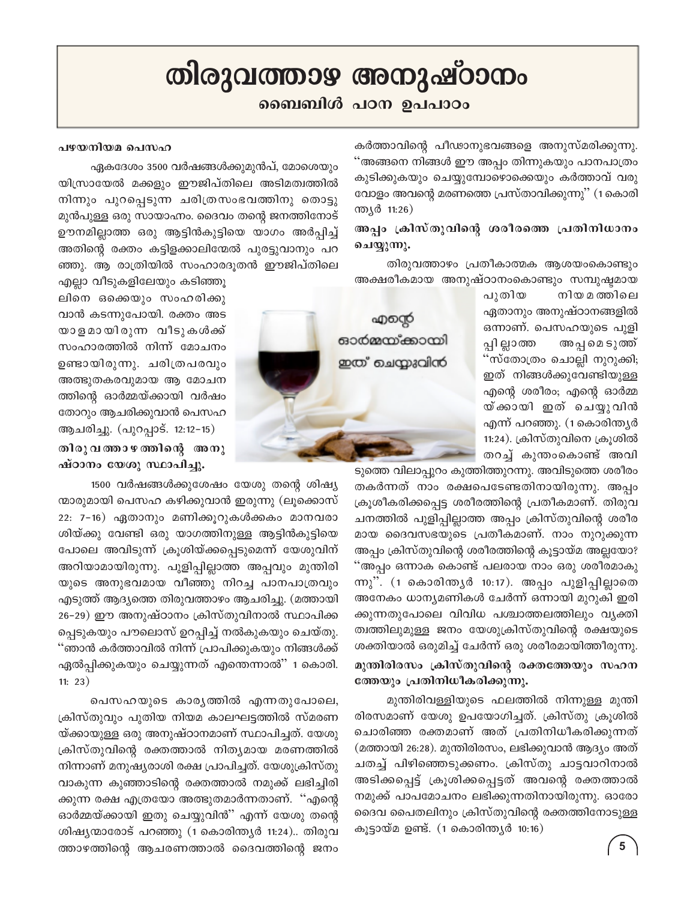# തിരുവത്താഴ അനുഷ്ഠാനം

## ബൈബിൾ പഠന ഉപപാഠം

**പഴയനിയമ പെസഹ**

ഏകദേശം 3500 വർഷങ്ങൾക്കുമുൻപ്, മോശെയും യിസ്രായേൽ മക്കളും ഈജിപ്തിലെ അടിമത്വത്തിൽ നിന്നും പുറപ്പെടുന്ന ചരിത്രസംഭവത്തിനു തൊട്ടു മുൻപുള്ള ഒരു സായാഹ്നം. ദൈവം തന്റെ ജനത്തിനോട് ഊനമില്ലാത്ത ഒരു ആട്ടിൻകുട്ടിയെ യാഗം അർപ്പിച്ച് അതിന്റെ രക്തം കട്ടിളക്കാലിന്മേൽ പുരട്ടുവാനും പറഞ്ഞു. ആ രാത്രിയിൽ സംഹാരദൂതൻ ഈജിപ്തിലെ എല്ലാ വീടുകളിലേയും കടിഞ്ഞൂലിനെ ഒക്കെയും സംഹരിക്കുവാൻ കടന്നുപോയി. രക്തം അടയാളമായിരുന്ന വീടുകൾക്ക് സംഹാരത്തിൽ നിന്ന് മോചനം ഉണ്ടായിരുന്നു. ചരിത്രപരവും അത്ഭുതകരവുമായ ആ മോചനത്തിന്റെ ഓർമ്മയ്ക്കായി വർഷം തോറും ആചരിക്കുവാൻ പെസഹ ആചരിച്ചു. (പുറപ്പാട്. 12:12-15)

**തിരുവത്താഴത്തിന്റെ അനുഷ്ഠാനം യേശു സ്ഥാപിച്ചു.**

1500 വർഷങ്ങൾക്കുശേഷം യേശു തന്റെ ശിഷ്യന്മാരുമായി പെസഹ കഴിക്കുവാൻ ഇരുന്നു (ലൂക്കൊസ് 22: 7-16) ഏതാനും മണിക്കൂറുകൾക്കകം മാനവരാശിയ്ക്കു വേണ്ടി ഒരു യാഗത്തിനുള്ള ആട്ടിൻകുട്ടിയെ പോലെ അവിടുന്ന് ക്രൂശിയ്ക്കപ്പെടുമെന്ന് യേശുവിന് അറിയാമായിരുന്നു. പുളിപ്പില്ലാത്ത അപ്പവും മുന്തിരിയുടെ അനുഭവമായ വീഞ്ഞു നിറച്ച പാനപാത്രവും എടുത്ത് ആദ്യത്തെ തിരുവത്താഴം ആചരിച്ചു. (മത്തായി 26-29) ഈ അനുഷ്ഠാനം ക്രിസ്തുവിനാൽ സ്ഥാപിക്കപ്പെടുകയും പൗലൊസ് ഉറപ്പിച്ച് നൽകുകയും ചെയ്തു. "ഞാൻ കർത്താവിൽ നിന്ന് പ്രാപിക്കുകയും നിങ്ങൾക്ക് ഏൽപ്പിക്കുകയും ചെയ്യുന്നത് എന്തെന്നാൽ" 1 കൊരി. 11: 23)

പെസഹയുടെ കാര്യത്തിൽ എന്നതുപോലെ, ക്രിസ്തുവും പുതിയ നിയമ കാലഘട്ടത്തിൽ സ്മരണയ്ക്കായുള്ള ഒരു അനുഷ്ഠാനമാണ് സ്ഥാപിച്ചത്. യേശുക്രിസ്തുവിന്റെ രക്തത്താൽ നിത്യമായ മരണത്തിൽ നിന്നാണ് മനുഷ്യരാശി രക്ഷ പ്രാപിച്ചത്. യേശുക്രിസ്തുവാകുന്ന കുഞ്ഞാടിന്റെ രക്തത്താൽ നമുക്ക് ലഭിച്ചിരിക്കുന്ന രക്ഷ എത്രയോ അത്ഭുതമാർന്നതാണ്. "എന്റെ ഓർമ്മയ്ക്കായി ഇതു ചെയ്യുവിൻ" എന്ന് യേശു തന്റെ ശിഷ്യന്മാരോട് പറഞ്ഞു (1 കൊരിന്ത്യർ 11:24).. തിരുവത്താഴത്തിന്റെ ആചരണത്താൽ ദൈവത്തിന്റെ ജനം കർത്താവിന്റെ പീഡാനുഭവങ്ങളെ അനുസ്മരിക്കുന്നു. "അങ്ങനെ നിങ്ങൾ ഈ അപ്പം തിന്നുകയും പാനപാത്രം കുടിക്കുകയും ചെയ്യുമ്പോഴൊക്കെയും കർത്താവ് വരുവോളം അവന്റെ മരണത്തെ പ്രസ്താവിക്കുന്നു" (1 കൊരിന്ത്യർ 11:26)

**അപ്പം ക്രിസ്തുവിന്റെ ശരീരത്തെ പ്രതിനിധാനം ചെയ്യുന്നു.**

തിരുവത്താഴം പ്രതീകാത്മക ആശയംകൊണ്ടും അക്ഷരീകമായ അനുഷ്ഠാനംകൊണ്ടും സമ്പുഷ്ടമായ പുതിയ നിയമത്തിലെ ഏതാനും അനുഷ്ഠാനങ്ങളിൽ ഒന്നാണ്. പെസഹയുടെ പുളിപ്പില്ലാത്ത അപ്പമെടുത്ത് "സ്തോത്രം ചൊല്ലി നുറുക്കി; ഇത് നിങ്ങൾക്കുവേണ്ടിയുള്ള എന്റെ ശരീരം; എന്റെ ഓർമ്മയ്ക്കായി ഇത് ചെയ്യുവിൻ എന്ന് പറഞ്ഞു. (1 കൊരിന്ത്യർ 11:24). ക്രിസ്തുവിനെ ക്രൂശിൽ തറച്ച് കുന്തംകൊണ്ട് അവിടുത്തെ വിലാപ്പുറം കുത്തിത്തുറന്നു. അവിടുത്തെ ശരീരം തകർന്നത് നാം രക്ഷപെടേണ്ടതിനായിരുന്നു. അപ്പം ക്രൂശീകരിക്കപ്പെട്ട ശരീരത്തിന്റെ പ്രതീകമാണ്. തിരുവചനത്തിൽ പുളിപ്പില്ലാത്ത അപ്പം ക്രിസ്തുവിന്റെ ശരീരമായ ദൈവസഭയുടെ പ്രതീകമാണ്. നാം നുറുക്കുന്ന അപ്പം ക്രിസ്തുവിന്റെ ശരീരത്തിന്റെ കൂട്ടായ്മ അല്ലയോ? "അപ്പം ഒന്നാക കൊണ്ട് പലരായ നാം ഒരു ശരീരമാകുന്നു". (1 കൊരിന്ത്യർ 10:17). അപ്പം പുളിപ്പില്ലാതെ അനേകം ധാന്യമണികൾ ചേർന്ന് ഒന്നായി മുറുകി ഇരിക്കുന്നതുപോലെ വിവിധ പശ്ചാത്തലത്തിലും വ്യക്തിത്വത്തിലുമുള്ള ജനം യേശുക്രിസ്തുവിന്റെ രക്ഷയുടെ ശക്തിയാൽ ഒരുമിച്ച് ചേർന്ന് ഒരു ശരീരമായിത്തീരുന്നു.

**മുന്തിരിരസം ക്രിസ്തുവിന്റെ രക്തത്തേയും സഹനത്തേയും പ്രതിനിധീകരിക്കുന്നു.**

മുന്തിരിവള്ളിയുടെ ഫലത്തിൽ നിന്നുള്ള മുന്തിരിരസമാണ് യേശു ഉപയോഗിച്ചത്. ക്രിസ്തു ക്രൂശിൽ ചൊരിഞ്ഞ രക്തമാണ് അത് പ്രതിനിധീകരിക്കുന്നത് (മത്തായി 26:28). മുന്തിരിരസം, ലഭിക്കുവാൻ ആദ്യം അത് ചതച്ച് പിഴിഞ്ഞെടുക്കണം. ക്രിസ്തു ചാട്ടവാറിനാൽ അടിക്കപ്പെട്ട് ക്രൂശിക്കപ്പെട്ടത് അവന്റെ രക്തത്താൽ നമുക്ക് പാപമോചനം ലഭിക്കുന്നതിനായിരുന്നു. ഓരോ ദൈവ പൈതലിനും ക്രിസ്തുവിന്റെ രക്തത്തിനോടുള്ള കൂട്ടായ്മ ഉണ്ട്. (1 കൊരിന്ത്യർ 10:16)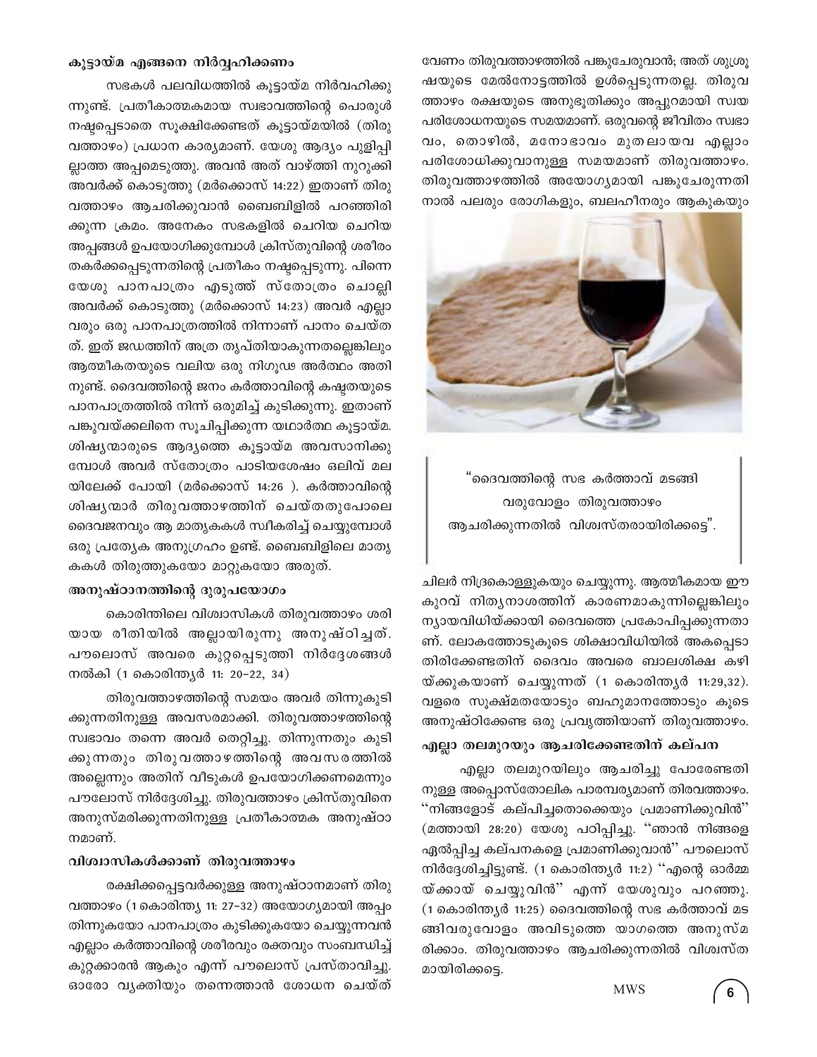### കൂട്ടായ്മ എങ്ങനെ നിർവ്വഹിക്കണം

സഭകൾ പലവിധത്തിൽ കൂട്ടായ്മ നിർവഹിക്കുന്നുണ്ട്. പ്രതീകാത്മകമായ സ്വഭാവത്തിന്റെ പൊരുൾ നഷ്ടപ്പെടാതെ സൂക്ഷിക്കേണ്ടത് കൂട്ടായ്മയിൽ (തിരുവത്താഴം) പ്രധാന കാര്യമാണ്. യേശു ആദ്യം പുളിപ്പില്ലാത്ത അപ്പമെടുത്തു. അവൻ അത് വാഴ്ത്തി നുറുക്കി അവർക്ക് കൊടുത്തു (മർക്കൊസ് 14:22) ഇതാണ് തിരുവത്താഴം ആചരിക്കുവാൻ ബൈബിളിൽ പറഞ്ഞിരിക്കുന്ന ക്രമം. അനേകം സഭകളിൽ ചെറിയ ചെറിയ അപ്പങ്ങൾ ഉപയോഗിക്കുമ്പോൾ ക്രിസ്തുവിന്റെ ശരീരം തകർക്കപ്പെടുന്നതിന്റെ പ്രതീകം നഷ്ടപ്പെടുന്നു. പിന്നെ യേശു പാനപാത്രം എടുത്ത് സ്തോത്രം ചൊല്ലി അവർക്ക് കൊടുത്തു (മർക്കൊസ് 14:23) അവർ എല്ലാവരും ഒരു പാനപാത്രത്തിൽ നിന്നാണ് പാനം ചെയ്തത്. ഇത് ജഡത്തിന് അത്ര തൃപ്തിയാകുന്നതല്ലെങ്കിലും ആത്മീകതയുടെ വലിയ ഒരു നിഗൂഢ അർത്ഥം അതിനുണ്ട്. ദൈവത്തിന്റെ ജനം കർത്താവിന്റെ കഷ്ടതയുടെ പാനപാത്രത്തിൽ നിന്ന് ഒരുമിച്ച് കുടിക്കുന്നു. ഇതാണ് പങ്കുവയ്ക്കലിനെ സൂചിപ്പിക്കുന്ന യഥാർത്ഥ കൂട്ടായ്മ. ശിഷ്യന്മാരുടെ ആദ്യത്തെ കൂട്ടായ്മ അവസാനിക്കുമ്പോൾ അവർ സ്തോത്രം പാടിയശേഷം ഒലിവ് മലയിലേക്ക് പോയി (മർക്കൊസ് 14:26 ). കർത്താവിന്റെ ശിഷ്യന്മാർ തിരുവത്താഴത്തിന് ചെയ്തതുപോലെ ദൈവജനവും ആ മാതൃകകൾ സ്വീകരിച്ച് ചെയ്യുമ്പോൾ ഒരു പ്രത്യേക അനുഗ്രഹം ഉണ്ട്. ബൈബിളിലെ മാതൃകകൾ തിരുത്തുകയോ മാറ്റുകയോ അരുത്.

### അനുഷ്ഠാനത്തിന്റെ ദുരുപയോഗം

കൊരിന്തിലെ വിശ്വാസികൾ തിരുവത്താഴം ശരിയായ രീതിയിൽ അല്ലായിരുന്നു അനുഷ്ഠിച്ചത്. പൗലൊസ് അവരെ കുറ്റപ്പെടുത്തി നിർദ്ദേശങ്ങൾ നൽകി (1 കൊരിന്ത്യർ 11: 20–22, 34)

തിരുവത്താഴത്തിന്റെ സമയം അവർ തിന്നുകുടിക്കുന്നതിനുള്ള അവസരമാക്കി. തിരുവത്താഴത്തിന്റെ സ്വഭാവം തന്നെ അവർ തെറ്റിച്ചു. തിന്നുന്നതും കുടിക്കുന്നതും തിരുവത്താഴത്തിന്റെ അവസരത്തിൽ അല്ലെന്നും അതിന് വീടുകൾ ഉപയോഗിക്കണമെന്നും പൗലോസ് നിർദ്ദേശിച്ചു. തിരുവത്താഴം ക്രിസ്തുവിനെ അനുസ്മരിക്കുന്നതിനുള്ള പ്രതീകാത്മക അനുഷ്ഠാനമാണ്.

### വിശ്വാസികൾക്കാണ് തിരുവത്താഴം

രക്ഷിക്കപ്പെട്ടവർക്കുള്ള അനുഷ്ഠാനമാണ് തിരുവത്താഴം (1 കൊരിന്ത്യ 11: 27–32) അയോഗ്യമായി അപ്പം തിന്നുകയോ പാനപാത്രം കുടിക്കുകയോ ചെയ്യുന്നവൻ എല്ലാം കർത്താവിന്റെ ശരീരവും രക്തവും സംബന്ധിച്ച് കുറ്റക്കാരൻ ആകും എന്ന് പൗലൊസ് പ്രസ്താവിച്ചു. ഓരോ വ്യക്തിയും തന്നെത്താൻ ശോധന ചെയ്ത് വേണം തിരുവത്താഴത്തിൽ പങ്കുചേരുവാൻ; അത് ശുശ്രൂഷയുടെ മേൽനോട്ടത്തിൽ ഉൾപ്പെടുന്നതല്ല. തിരുവത്താഴം രക്ഷയുടെ അനുഭൂതിക്കും അപ്പുറമായി സ്വയ പരിശോധനയുടെ സമയമാണ്. ഒരുവന്റെ ജീവിതം സ്വഭാവം, തൊഴിൽ, മനോഭാവം മുതലായവ എല്ലാം പരിശോധിക്കുവാനുള്ള സമയമാണ് തിരുവത്താഴം. തിരുവത്താഴത്തിൽ അയോഗ്യമായി പങ്കുചേരുന്നതിനാൽ പലരും രോഗികളും, ബലഹീനരും ആകുകയും ചിലർ നിദ്രകൊള്ളുകയും ചെയ്യുന്നു. ആത്മീകമായ ഈ കുറവ് നിത്യനാശത്തിന് കാരണമാകുന്നില്ലെങ്കിലും ന്യായവിധിയ്ക്കായി ദൈവത്തെ പ്രകോപിപ്പക്കുന്നതാണ്. ലോകത്തോടുകൂടെ ശിക്ഷാവിധിയിൽ അകപ്പെടാതിരിക്കേണ്ടതിന് ദൈവം അവരെ ബാലശിക്ഷ കഴിയ്ക്കുകയാണ് ചെയ്യുന്നത് (1 കൊരിന്ത്യർ 11:29,32). വളരെ സൂക്ഷ്മതയോടും ബഹുമാനത്തോടും കൂടെ അനുഷ്ഠിക്കേണ്ട ഒരു പ്രവൃത്തിയാണ് തിരുവത്താഴം.

> "ദൈവത്തിന്റെ സഭ കർത്താവ് മടങ്ങി വരുവോളം തിരുവത്താഴം ആചരിക്കുന്നതിൽ വിശ്വസ്തരായിരിക്കട്ടെ".

### എല്ലാ തലമുറയും ആചരിക്കേണ്ടതിന് കല്പന

എല്ലാ തലമുറയിലും ആചരിച്ചു പോരേണ്ടതിനുള്ള അപ്പൊസ്തോലിക പാരമ്പര്യമാണ് തിരവത്താഴം. "നിങ്ങളോട് കല്പിച്ചതൊക്കെയും പ്രമാണിക്കുവിൻ" (മത്തായി 28:20) യേശു പഠിപ്പിച്ചു. "ഞാൻ നിങ്ങളെ ഏൽപ്പിച്ച കല്പനകളെ പ്രമാണിക്കുവാൻ" പൗലൊസ് നിർദ്ദേശിച്ചിട്ടുണ്ട്. (1 കൊരിന്ത്യർ 11:2) "എന്റെ ഓർമ്മയ്ക്കായ് ചെയ്യുവിൻ" എന്ന് യേശുവും പറഞ്ഞു. (1 കൊരിന്ത്യർ 11:25) ദൈവത്തിന്റെ സഭ കർത്താവ് മടങ്ങിവരുവോളം അവിടുത്തെ യാഗത്തെ അനുസ്മരിക്കാം. തിരുവത്താഴം ആചരിക്കുന്നതിൽ വിശ്വസ്തമായിരിക്കട്ടെ.

MWS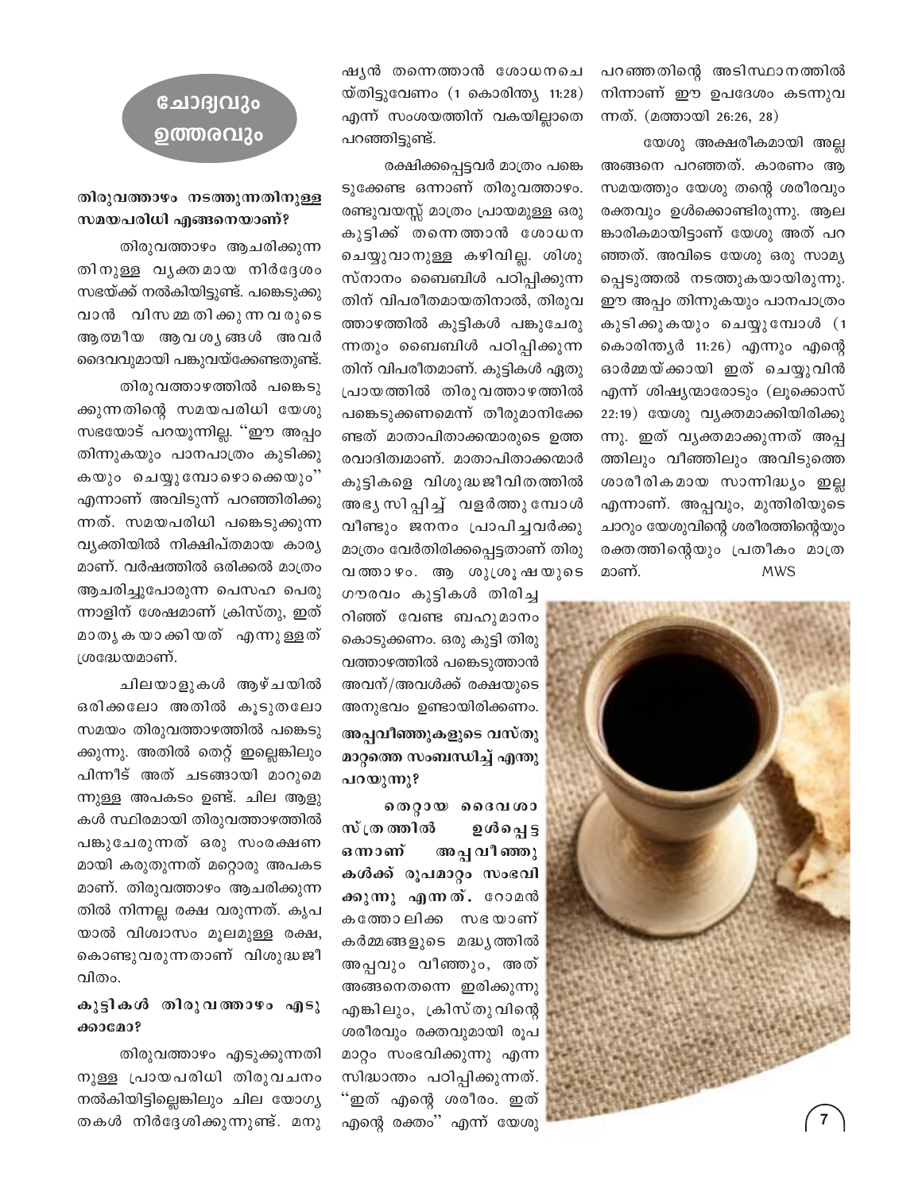## ചോദ്യവും ഉത്തരവും

### തിരുവത്താഴം നടത്തുന്നതിനുള്ള സമയപരിധി എങ്ങനെയാണ്?

തിരുവത്താഴം ആചരിക്കുന്നതിനുള്ള വ്യക്തമായ നിർദ്ദേശം സഭയ്ക്ക് നൽകിയിട്ടുണ്ട്. പങ്കെടുക്കുവാൻ വിസമ്മതിക്കുന്നവരുടെ ആത്മീയ ആവശ്യങ്ങൾ അവർ ദൈവവുമായി പങ്കുവയ്ക്കേണ്ടതുണ്ട്.

തിരുവത്താഴത്തിൽ പങ്കെടുക്കുന്നതിന്റെ സമയപരിധി യേശു സഭയോട് പറയുന്നില്ല. "ഈ അപ്പം തിന്നുകയും പാനപാത്രം കുടിക്കുകയും ചെയ്യുമ്പോഴൊക്കെയും" എന്നാണ് അവിടുന്ന് പറഞ്ഞിരിക്കുന്നത്. സമയപരിധി പങ്കെടുക്കുന്ന വ്യക്തിയിൽ നിക്ഷിപ്തമായ കാര്യമാണ്. വർഷത്തിൽ ഒരിക്കൽ മാത്രം ആചരിച്ചുപോരുന്ന പെസഹ പെരുന്നാളിന് ശേഷമാണ് ക്രിസ്തു, ഇത് മാതൃകയാക്കിയത് എന്നുള്ളത് ശ്രദ്ധേയമാണ്.

ചിലയാളുകൾ ആഴ്ചയിൽ ഒരിക്കലോ അതിൽ കൂടുതലോ സമയം തിരുവത്താഴത്തിൽ പങ്കെടുക്കുന്നു. അതിൽ തെറ്റ് ഇല്ലെങ്കിലും പിന്നീട് അത് ചടങ്ങായി മാറുമെന്നുള്ള അപകടം ഉണ്ട്. ചില ആളുകൾ സ്ഥിരമായി തിരുവത്താഴത്തിൽ പങ്കുചേരുന്നത് ഒരു സംരക്ഷണമായി കരുതുന്നത് മറ്റൊരു അപകടമാണ്. തിരുവത്താഴം ആചരിക്കുന്നതിൽ നിന്നല്ല രക്ഷ വരുന്നത്. കൃപയാൽ വിശ്വാസം മൂലമുള്ള രക്ഷ, കൊണ്ടുവരുന്നതാണ് വിശുദ്ധജീവിതം.

### കുട്ടികൾ തിരുവത്താഴം എടുക്കാമോ?

തിരുവത്താഴം എടുക്കുന്നതിനുള്ള പ്രായപരിധി തിരുവചനം നൽകിയിട്ടില്ലെങ്കിലും ചില യോഗ്യതകൾ നിർദ്ദേശിക്കുന്നുണ്ട്. മനുഷ്യൻ തന്നെത്താൻ ശോധനചെയ്തിട്ടുവേണം (1 കൊരിന്ത്യ 11:28) എന്ന് സംശയത്തിന് വകയില്ലാതെ പറഞ്ഞിട്ടുണ്ട്.

രക്ഷിക്കപ്പെട്ടവർ മാത്രം പങ്കെടുക്കേണ്ട ഒന്നാണ് തിരുവത്താഴം. രണ്ടുവയസ്സ് മാത്രം പ്രായമുള്ള ഒരു കുട്ടിക്ക് തന്നെത്താൻ ശോധന ചെയ്യുവാനുള്ള കഴിവില്ല. ശിശുസ്നാനം ബൈബിൾ പഠിപ്പിക്കുന്നതിന് വിപരീതമായതിനാൽ, തിരുവത്താഴത്തിൽ കുട്ടികൾ പങ്കുചേരുന്നതും ബൈബിൾ പഠിപ്പിക്കുന്നതിന് വിപരീതമാണ്. കുട്ടികൾ ഏതു പ്രായത്തിൽ തിരുവത്താഴത്തിൽ പങ്കെടുക്കണമെന്ന് തീരുമാനിക്കേണ്ടത് മാതാപിതാക്കന്മാരുടെ ഉത്തരവാദിത്വമാണ്. മാതാപിതാക്കന്മാർ കുട്ടികളെ വിശുദ്ധജീവിതത്തിൽ അഭ്യസിപ്പിച്ച് വളർത്തുമ്പോൾ വീണ്ടും ജനനം പ്രാപിച്ചവർക്കു മാത്രം വേർതിരിക്കപ്പെട്ടതാണ് തിരുവത്താഴം. ആ ശുശ്രൂഷയുടെ ഗൗരവം കുട്ടികൾ തിരിച്ചറിഞ്ഞ് വേണ്ട ബഹുമാനം കൊടുക്കണം. ഒരു കുട്ടി തിരുവത്താഴത്തിൽ പങ്കെടുത്താൻ അവന്/അവൾക്ക് രക്ഷയുടെ അനുഭവം ഉണ്ടായിരിക്കണം.

### അപ്പവീഞ്ഞുകളുടെ വസ്തുമാറ്റത്തെ സംബന്ധിച്ച് എന്തു പറയുന്നു?

**തെറ്റായ ദൈവശാസ്ത്രത്തിൽ ഉൾപ്പെട്ട ഒന്നാണ് അപ്പവീഞ്ഞുകൾക്ക് രൂപമാറ്റം സംഭവിക്കുന്നു എന്നത്.** റോമൻ കത്തോലിക്ക സഭയാണ് കർമ്മങ്ങളുടെ മദ്ധ്യത്തിൽ അപ്പവും വീഞ്ഞും, അത് അങ്ങനെതന്നെ ഇരിക്കുന്നു എങ്കിലും, ക്രിസ്തുവിന്റെ ശരീരവും രക്തവുമായി രൂപമാറ്റം സംഭവിക്കുന്നു എന്ന സിദ്ധാന്തം പഠിപ്പിക്കുന്നത്. "ഇത് എന്റെ ശരീരം. ഇത് എന്റെ രക്തം" എന്ന് യേശു പറഞ്ഞതിന്റെ അടിസ്ഥാനത്തിൽ നിന്നാണ് ഈ ഉപദേശം കടന്നുവന്നത്. (മത്തായി 26:26, 28)

യേശു അക്ഷരീകമായി അല്ല അങ്ങനെ പറഞ്ഞത്. കാരണം ആ സമയത്തും യേശു തന്റെ ശരീരവും രക്തവും ഉൾക്കൊണ്ടിരുന്നു. ആലങ്കാരികമായിട്ടാണ് യേശു അത് പറഞ്ഞത്. അവിടെ യേശു ഒരു സാമ്യപ്പെടുത്തൽ നടത്തുകയായിരുന്നു. ഈ അപ്പം തിന്നുകയും പാനപാത്രം കുടിക്കുകയും ചെയ്യുമ്പോൾ (1 കൊരിന്ത്യർ 11:26) എന്നും എന്റെ ഓർമ്മയ്ക്കായി ഇത് ചെയ്യുവിൻ എന്ന് ശിഷ്യന്മാരോടും (ലൂക്കൊസ് 22:19) യേശു വ്യക്തമാക്കിയിരിക്കുന്നു. ഇത് വ്യക്തമാക്കുന്നത് അപ്പത്തിലും വീഞ്ഞിലും അവിടുത്തെ ശാരീരികമായ സാന്നിദ്ധ്യം ഇല്ല എന്നാണ്. അപ്പവും, മുന്തിരിയുടെ ചാറും യേശുവിന്റെ ശരീരത്തിന്റെയും രക്തത്തിന്റെയും പ്രതീകം മാത്രമാണ്.

MWS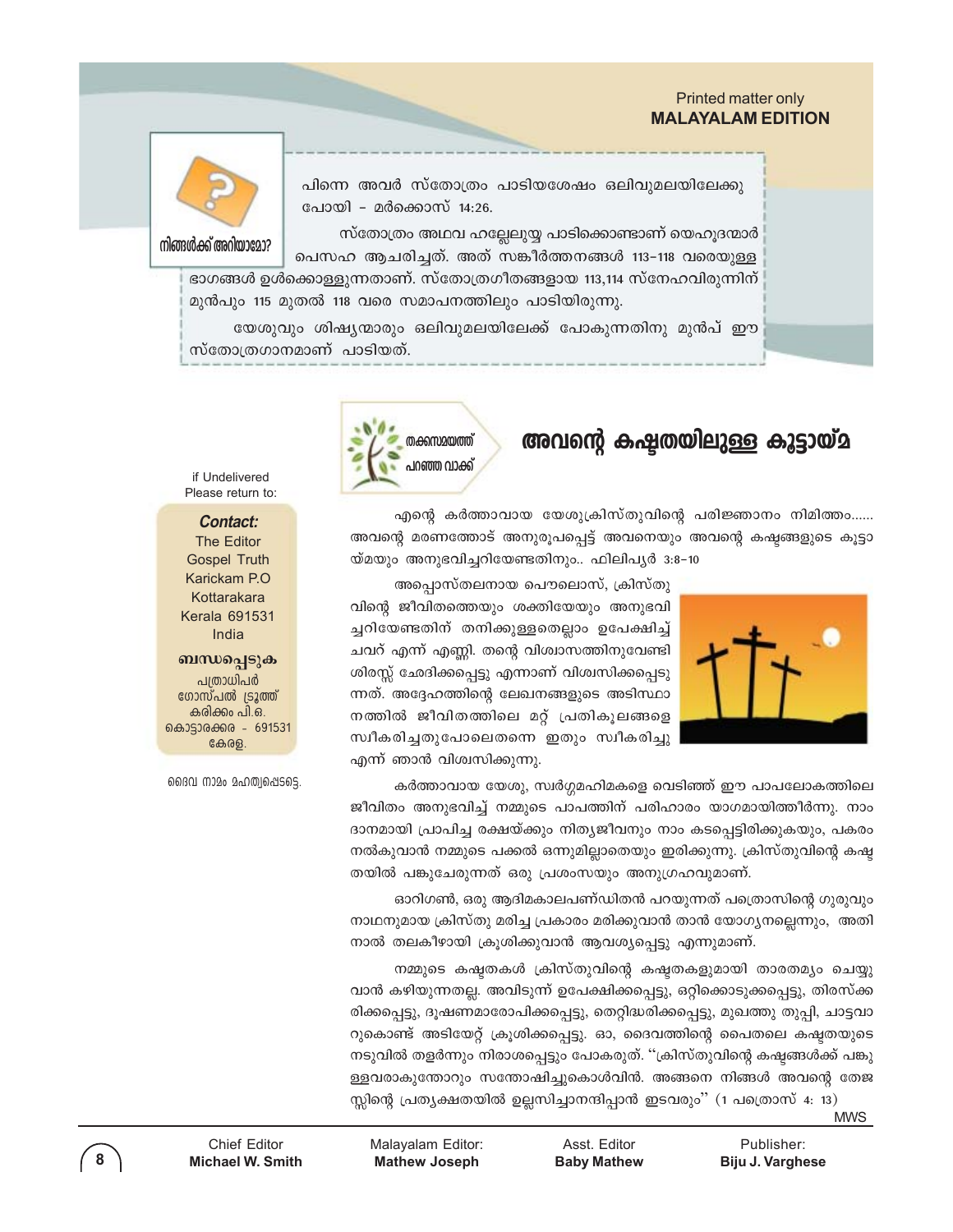Printed matter only
**MALAYALAM EDITION**

നിങ്ങൾക്ക് അറിയാമോ?

പിന്നെ അവർ സ്തോത്രം പാടിയശേഷം ഒലിവുമലയിലേക്കു പോയി - മർക്കൊസ് 14:26.

സ്തോത്രം അഥവ ഹല്ലേലുയ്യ പാടിക്കൊണ്ടാണ് യെഹൂദന്മാർ പെസഹ ആചരിച്ചത്. അത് സങ്കീർത്തനങ്ങൾ 113-118 വരെയുള്ള ഭാഗങ്ങൾ ഉൾക്കൊള്ളുന്നതാണ്. സ്തോത്രഗീതങ്ങളായ 113,114 സ്നേഹവിരുന്നിന് മുൻപും 115 മുതൽ 118 വരെ സമാപനത്തിലും പാടിയിരുന്നു.

യേശുവും ശിഷ്യന്മാരും ഒലിവുമലയിലേക്ക് പോകുന്നതിനു മുൻപ് ഈ സ്തോത്രഗാനമാണ് പാടിയത്.

തക്കസമയത്ത് പറഞ്ഞ വാക്ക്

## അവന്റെ കഷ്ടതയിലുള്ള കൂട്ടായ്മ

എന്റെ കർത്താവായ യേശുക്രിസ്തുവിന്റെ പരിജ്ഞാനം നിമിത്തം...... അവന്റെ മരണത്തോട് അനുരൂപപ്പെട്ട് അവനെയും അവന്റെ കഷ്ടങ്ങളുടെ കൂട്ടായ്മയും അനുഭവിച്ചറിയേണ്ടതിനും.. ഫിലിപ്യർ 3:8-10

അപ്പൊസ്തലനായ പൌലൊസ്, ക്രിസ്തുവിന്റെ ജീവിതത്തെയും ശക്തിയേയും അനുഭവിച്ചറിയേണ്ടതിന് തനിക്കുള്ളതെല്ലാം ഉപേക്ഷിച്ച് ചവറ് എന്ന് എണ്ണി. തന്റെ വിശ്വാസത്തിനുവേണ്ടി ശിരസ്സ് ഛേദിക്കപ്പെട്ടു എന്നാണ് വിശ്വസിക്കപ്പെടുന്നത്. അദ്ദേഹത്തിന്റെ ലേഖനങ്ങളുടെ അടിസ്ഥാനത്തിൽ ജീവിതത്തിലെ മറ്റ് പ്രതികൂലങ്ങളെ സ്വീകരിച്ചതുപോലെതന്നെ ഇതും സ്വീകരിച്ചു എന്ന് ഞാൻ വിശ്വസിക്കുന്നു.

കർത്താവായ യേശു, സ്വർഗ്ഗമഹിമകളെ വെടിഞ്ഞ് ഈ പാപലോകത്തിലെ ജീവിതം അനുഭവിച്ച് നമ്മുടെ പാപത്തിന് പരിഹാരം യാഗമായിത്തീർന്നു. നാം ദാനമായി പ്രാപിച്ച രക്ഷയ്ക്കും നിത്യജീവനും നാം കടപ്പെട്ടിരിക്കുകയും, പകരം നൽകുവാൻ നമ്മുടെ പക്കൽ ഒന്നുമില്ലാതെയും ഇരിക്കുന്നു. ക്രിസ്തുവിന്റെ കഷ്ടതയിൽ പങ്കുചേരുന്നത് ഒരു പ്രശംസയും അനുഗ്രഹവുമാണ്.

ഓറിഗൺ, ഒരു ആദിമകാലപണ്ഡിതൻ പറയുന്നത് പത്രൊസിന്റെ ഗുരുവും നാഥനുമായ ക്രിസ്തു മരിച്ച പ്രകാരം മരിക്കുവാൻ താൻ യോഗ്യനല്ലെന്നും, അതിനാൽ തലകീഴായി ക്രൂശിക്കുവാൻ ആവശ്യപ്പെട്ടു എന്നുമാണ്.

നമ്മുടെ കഷ്ടതകൾ ക്രിസ്തുവിന്റെ കഷ്ടതകളുമായി താരതമ്യം ചെയ്യുവാൻ കഴിയുന്നതല്ല. അവിടുന്ന് ഉപേക്ഷിക്കപ്പെട്ടു, ഒറ്റിക്കൊടുക്കപ്പെട്ടു, തിരസ്കരിക്കപ്പെട്ടു, ദൂഷണമാരോപിക്കപ്പെട്ടു, തെറ്റിദ്ധരിക്കപ്പെട്ടു, മുഖത്തു തുപ്പി, ചാട്ടവാറുകൊണ്ട് അടിയേറ്റ് ക്രൂശിക്കപ്പെട്ടു. ഓ, ദൈവത്തിന്റെ പൈതലെ കഷ്ടതയുടെ നടുവിൽ തളർന്നും നിരാശപ്പെട്ടും പോകരുത്. "ക്രിസ്തുവിന്റെ കഷ്ടങ്ങൾക്ക് പങ്കുള്ളവരാകുന്തോറും സന്തോഷിച്ചുകൊൾവിൻ. അങ്ങനെ നിങ്ങൾ അവന്റെ തേജസ്സിന്റെ പ്രത്യക്ഷതയിൽ ഉല്ലസിച്ചാനന്ദിപ്പാൻ ഇടവരും" (1 പത്രൊസ് 4: 13)

MWS

if Undelivered
Please return to:

**Contact:**
The Editor
Gospel Truth
Karickam P.O
Kottarakara
Kerala 691531
India

**ബന്ധപ്പെടുക**
പത്രാധിപർ
ഗോസ്പൽ ട്രൂത്ത്
കരിക്കം പി.ഒ.
കൊട്ടാരക്കര - 691531
കേരള.

ദൈവ നാമം മഹത്വപ്പെടട്ടെ.

Chief Editor
**Michael W. Smith**

Malayalam Editor:
**Mathew Joseph**

Asst. Editor
**Baby Mathew**

Publisher:
**Biju J. Varghese**